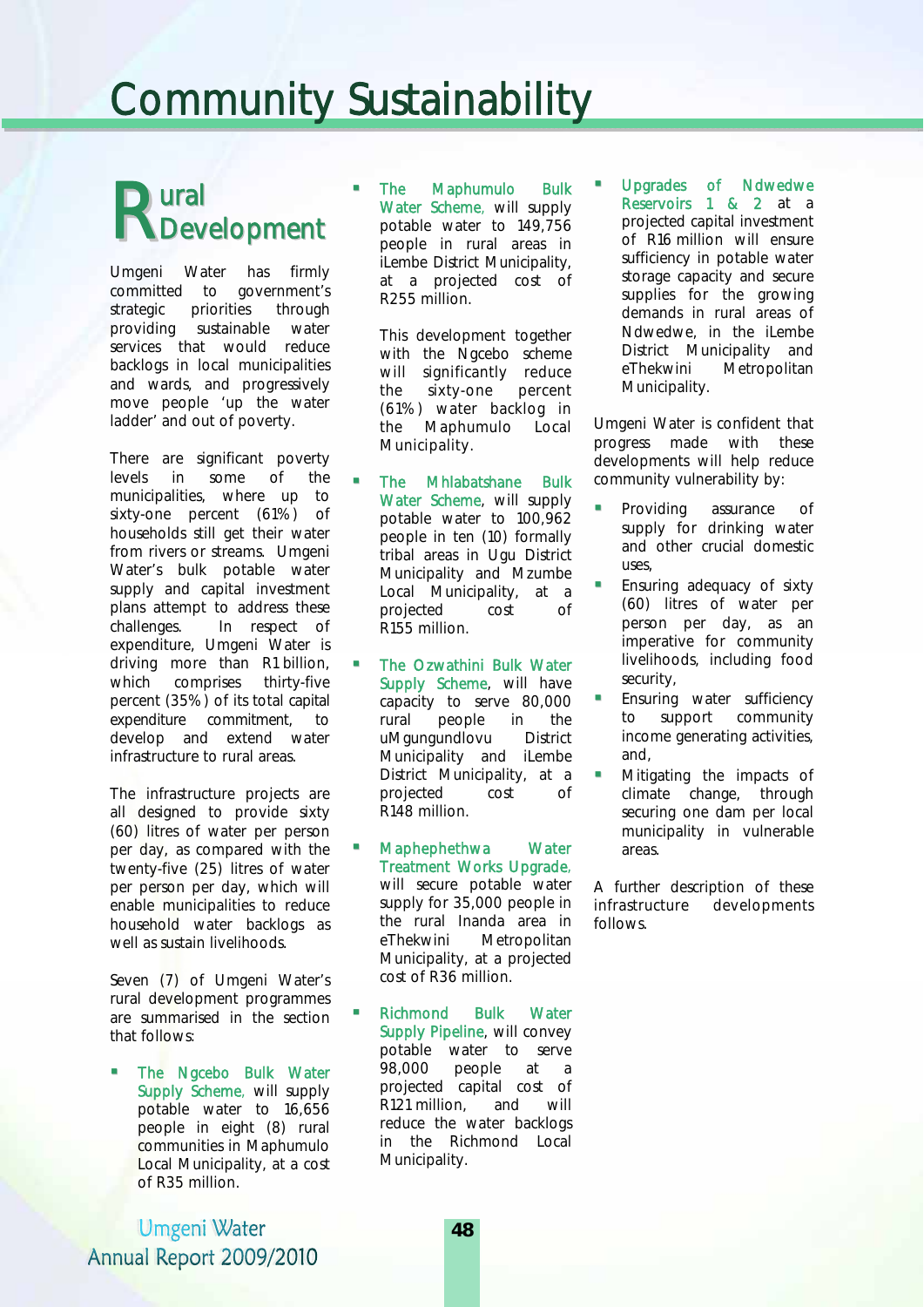# Community Sustainability

## Rural Development

Umgeni Water has firmly committed to government's strategic priorities through providing sustainable water services that would reduce backlogs in local municipalities and wards, and progressively move people 'up the water ladder' and out of poverty.

There are significant poverty levels in some of the municipalities, where up to sixty-one percent (61%) of households still get their water from rivers or streams. Umgeni Water's bulk potable water supply and capital investment plans attempt to address these challenges. In respect of expenditure, Umgeni Water is driving more than R1 billion, which comprises thirty-five percent (35%) of its total capital expenditure commitment, to develop and extend water infrastructure to rural areas.

The infrastructure projects are all designed to provide sixty (60) litres of water per person per day, as compared with the twenty-five (25) litres of water per person per day, which will enable municipalities to reduce household water backlogs as well as sustain livelihoods.

Seven (7) of Umgeni Water's rural development programmes are summarised in the section that follows:

- The Ngcebo Bulk Water Supply Scheme, will supply potable water to 16,656 people in eight (8) rural communities in Maphumulo Local Municipality, at a cost of R35 million.
- The Maphumulo Bulk Water Scheme, will supply potable water to 149,756 people in rural areas in iLembe District Municipality, at a projected cost of R255 million.

  This development together with the Ngcebo scheme will significantly reduce the sixty-one percent (61%) water backlog in the Maphumulo Local Municipality.
- The Mhlabatshane Bulk Water Scheme, will supply potable water to 100,962 people in ten (10) formally tribal areas in Ugu District Municipality and Mzumbe Local Municipality, at a projected cost of R155 million.
- The Ozwathini Bulk Water Supply Scheme, will have capacity to serve 80,000 rural people in the uMgungundlovu District Municipality and iLembe District Municipality, at a projected cost of R148 million.
- Maphephethwa Water Treatment Works Upgrade, will secure potable water supply for 35,000 people in the rural Inanda area in eThekwini Metropolitan Municipality, at a projected cost of R36 million.
- Richmond Bulk Water Supply Pipeline, will convey potable water to serve 98,000 people at a projected capital cost of R121 million, and will reduce the water backlogs in the Richmond Local Municipality.
- Upgrades of Ndwedwe Reservoirs 1 & 2 at a projected capital investment of R16 million will ensure sufficiency in potable water storage capacity and secure supplies for the growing demands in rural areas of Ndwedwe, in the iLembe District Municipality and eThekwini Metropolitan Municipality.

Umgeni Water is confident that progress made with these developments will help reduce community vulnerability by:

- Providing assurance of supply for drinking water and other crucial domestic uses,
- Ensuring adequacy of sixty (60) litres of water per person per day, as an imperative for community livelihoods, including food security,
- Ensuring water sufficiency to support community income generating activities, and,
- Mitigating the impacts of climate change, through securing one dam per local municipality in vulnerable areas.

A further description of these infrastructure developments follows.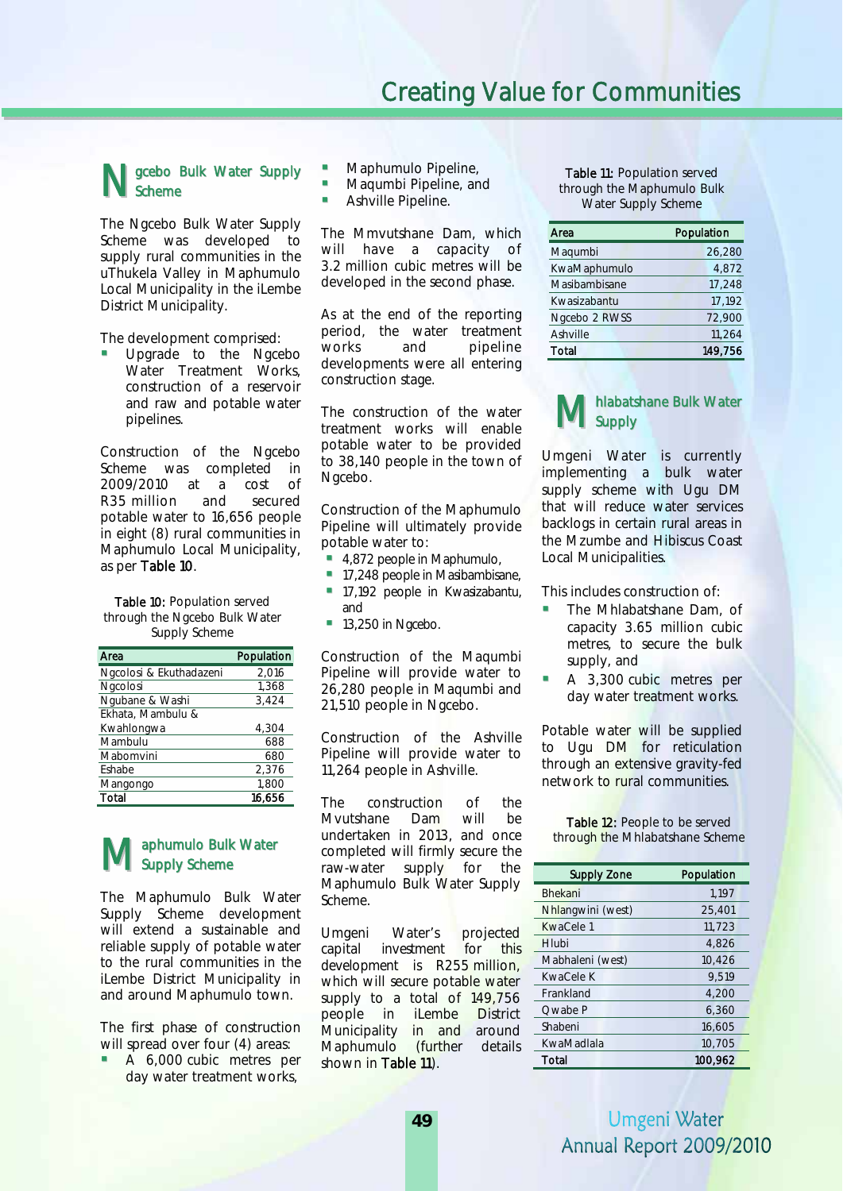## Ngcebo Bulk Water Supply Scheme

The Ngcebo Bulk Water Supply Scheme was developed to supply rural communities in the uThukela Valley in Maphumulo Local Municipality in the iLembe District Municipality.

The development comprised:

- Upgrade to the Ngcebo Water Treatment Works, construction of a reservoir and raw and potable water pipelines.

Construction of the Ngcebo Scheme was completed in 2009/2010 at a cost of R35 million and secured potable water to 16,656 people in eight (8) rural communities in Maphumulo Local Municipality, as per **Table 10**.

**Table 10:** Population served through the Ngcebo Bulk Water Supply Scheme

| Area | Population |
|---|---|
| Ngcolosi & Ekuthadazeni | 2,016 |
| Ngcolosi | 1,368 |
| Ngubane & Washi | 3,424 |
| Ekhata, Mambulu & Kwahlongwa | 4,304 |
| Mambulu | 688 |
| Mabomvini | 680 |
| Eshabe | 2,376 |
| Mangongo | 1,800 |
| **Total** | **16,656** |

## Maphumulo Bulk Water Supply Scheme

The Maphumulo Bulk Water Supply Scheme development will extend a sustainable and reliable supply of potable water to the rural communities in the iLembe District Municipality in and around Maphumulo town.

The first phase of construction will spread over four (4) areas:

- A 6,000 cubic metres per day water treatment works,
- Maphumulo Pipeline,
- Maqumbi Pipeline, and
- Ashville Pipeline.

The Mmvutshane Dam, which will have a capacity of 3.2 million cubic metres will be developed in the second phase.

As at the end of the reporting period, the water treatment works and pipeline developments were all entering construction stage.

The construction of the water treatment works will enable potable water to be provided to 38,140 people in the town of Ngcebo.

Construction of the Maphumulo Pipeline will ultimately provide potable water to:

- 4,872 people in Maphumulo,
- 17,248 people in Masibambisane,
- 17,192 people in Kwasizabantu, and
- 13,250 in Ngcebo.

Construction of the Maqumbi Pipeline will provide water to 26,280 people in Maqumbi and 21,510 people in Ngcebo.

Construction of the Ashville Pipeline will provide water to 11,264 people in Ashville.

The construction of the Mvutshane Dam will be undertaken in 2013, and once completed will firmly secure the raw-water supply for the Maphumulo Bulk Water Supply Scheme.

Umgeni Water's projected capital investment for this development is R255 million, which will secure potable water supply to a total of 149,756 people in iLembe District Municipality in and around Maphumulo (further details shown in **Table 11**).

**Table 11:** Population served through the Maphumulo Bulk Water Supply Scheme

| Area | Population |
|---|---|
| Maqumbi | 26,280 |
| KwaMaphumulo | 4,872 |
| Masibambisane | 17,248 |
| Kwasizabantu | 17,192 |
| Ngcebo 2 RWSS | 72,900 |
| Ashville | 11,264 |
| **Total** | **149,756** |

## Mhlabatshane Bulk Water Supply

Umgeni Water is currently implementing a bulk water supply scheme with Ugu DM that will reduce water services backlogs in certain rural areas in the Mzumbe and Hibiscus Coast Local Municipalities.

This includes construction of:

- The Mhlabatshane Dam, of capacity 3.65 million cubic metres, to secure the bulk supply, and
- A 3,300 cubic metres per day water treatment works.

Potable water will be supplied to Ugu DM for reticulation through an extensive gravity-fed network to rural communities.

**Table 12:** People to be served through the Mhlabatshane Scheme

| Supply Zone | Population |
|---|---|
| Bhekani | 1,197 |
| Nhlangwini (west) | 25,401 |
| KwaCele 1 | 11,723 |
| Hlubi | 4,826 |
| Mabhaleni (west) | 10,426 |
| KwaCele K | 9,519 |
| Frankland | 4,200 |
| Qwabe P | 6,360 |
| Shabeni | 16,605 |
| KwaMadlala | 10,705 |
| **Total** | **100,962** |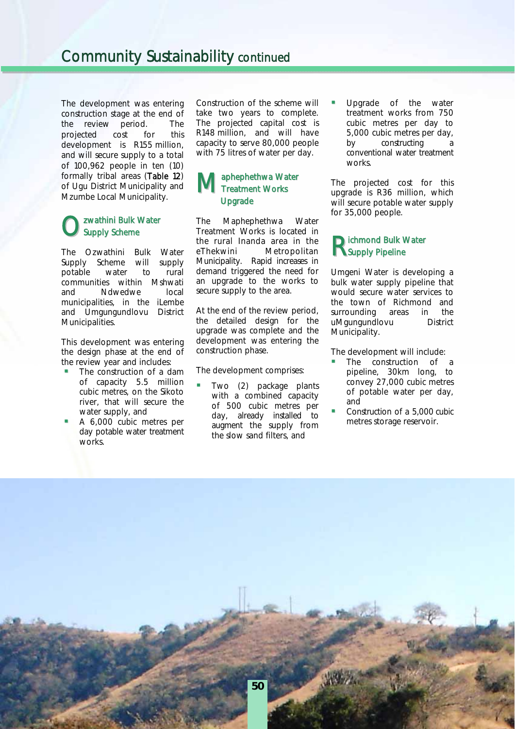The development was entering construction stage at the end of the review period. The projected cost for this development is R155 million, and will secure supply to a total of 100,962 people in ten (10) formally tribal areas (**Table 12**) of Ugu District Municipality and Mzumbe Local Municipality.

## Ozwathini Bulk Water Supply Scheme

The Ozwathini Bulk Water Supply Scheme will supply potable water to rural communities within Mshwati and Ndwedwe local municipalities, in the iLembe and Umgungundlovu District Municipalities.

This development was entering the design phase at the end of the review year and includes:

- The construction of a dam of capacity 5.5 million cubic metres, on the Sikoto river, that will secure the water supply, and
- A 6,000 cubic metres per day potable water treatment works.

Construction of the scheme will take two years to complete. The projected capital cost is R148 million, and will have capacity to serve 80,000 people with 75 litres of water per day.

## Maphephethwa Water Treatment Works Upgrade

The Maphephethwa Water Treatment Works is located in the rural Inanda area in the eThekwini Metropolitan Municipality. Rapid increases in demand triggered the need for an upgrade to the works to secure supply to the area.

At the end of the review period, the detailed design for the upgrade was complete and the development was entering the construction phase.

The development comprises:

- Two (2) package plants with a combined capacity of 500 cubic metres per day, already installed to augment the supply from the slow sand filters, and
- Upgrade of the water treatment works from 750 cubic metres per day to 5,000 cubic metres per day, by constructing a conventional water treatment works.

The projected cost for this upgrade is R36 million, which will secure potable water supply for 35,000 people.

## Richmond Bulk Water Supply Pipeline

Umgeni Water is developing a bulk water supply pipeline that would secure water services to the town of Richmond and surrounding areas in the uMgungundlovu District Municipality.

The development will include:

- The construction of a pipeline, 30km long, to convey 27,000 cubic metres of potable water per day, and
- Construction of a 5,000 cubic metres storage reservoir.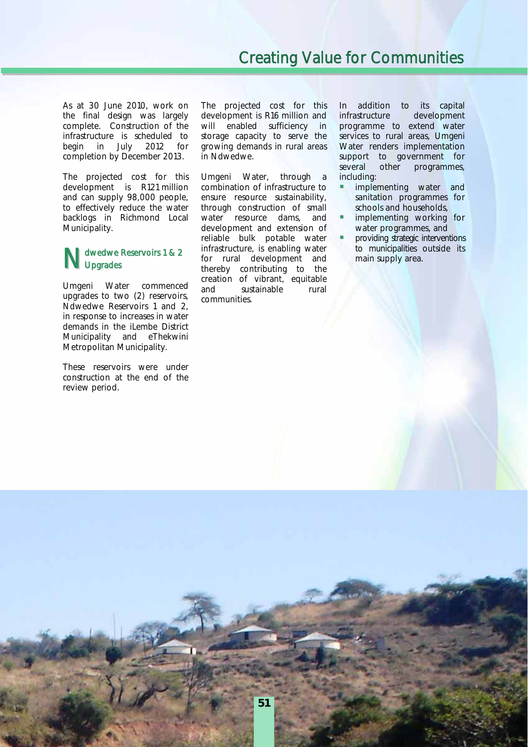As at 30 June 2010, work on the final design was largely complete. Construction of the infrastructure is scheduled to begin in July 2012 for completion by December 2013.

The projected cost for this development is R121 million and can supply 98,000 people, to effectively reduce the water backlogs in Richmond Local Municipality.

## Ndwedwe Reservoirs 1 & 2 Upgrades

Umgeni Water commenced upgrades to two (2) reservoirs, Ndwedwe Reservoirs 1 and 2, in response to increases in water demands in the iLembe District Municipality and eThekwini Metropolitan Municipality.

These reservoirs were under construction at the end of the review period.

The projected cost for this development is R16 million and will enabled sufficiency in storage capacity to serve the growing demands in rural areas in Ndwedwe.

Umgeni Water, through a combination of infrastructure to ensure resource sustainability, through construction of small water resource dams, and development and extension of reliable bulk potable water infrastructure, is enabling water for rural development and thereby contributing to the creation of vibrant, equitable and sustainable rural communities.

In addition to its capital infrastructure development programme to extend water services to rural areas, Umgeni Water renders implementation support to government for several other programmes, including:

- implementing water and sanitation programmes for schools and households,
- implementing working for water programmes, and
- providing strategic interventions to municipalities outside its main supply area.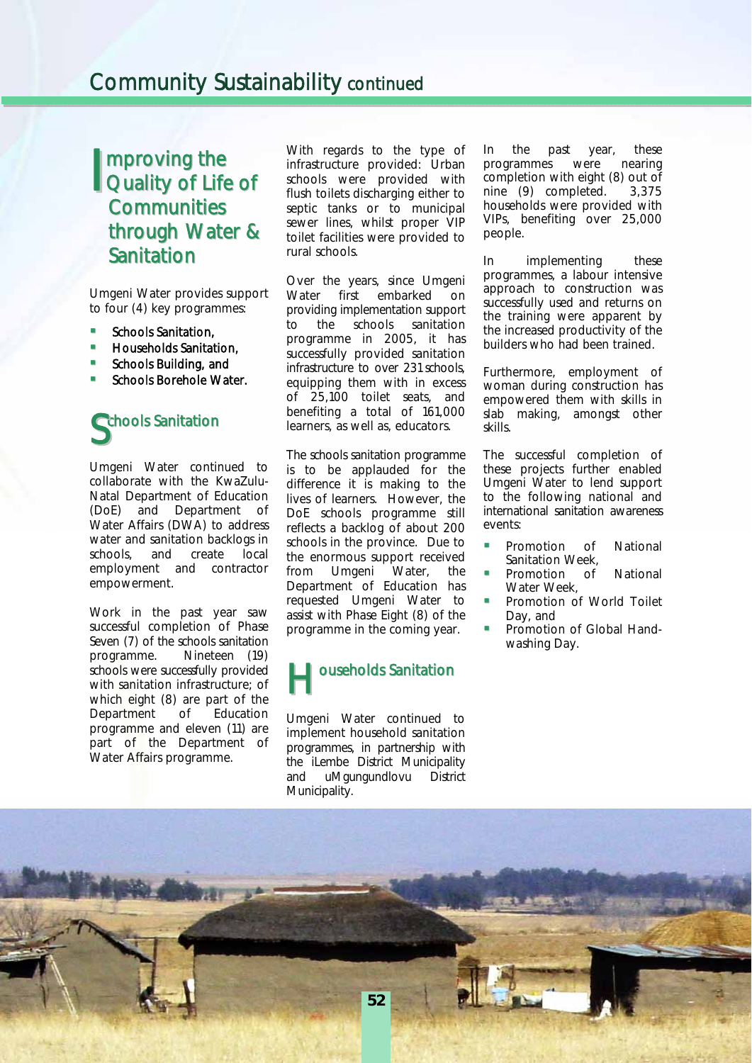## Improving the Quality of Life of Communities through Water & Sanitation

Umgeni Water provides support to four (4) key programmes:

- Schools Sanitation,
- Households Sanitation,
- Schools Building, and
- Schools Borehole Water.

### Schools Sanitation

Umgeni Water continued to collaborate with the KwaZulu-Natal Department of Education (DoE) and Department of Water Affairs (DWA) to address water and sanitation backlogs in schools, and create local employment and contractor empowerment.

Work in the past year saw successful completion of Phase Seven (7) of the schools sanitation programme. Nineteen (19) schools were successfully provided with sanitation infrastructure; of which eight (8) are part of the Department of Education programme and eleven (11) are part of the Department of Water Affairs programme.

With regards to the type of infrastructure provided: Urban schools were provided with flush toilets discharging either to septic tanks or to municipal sewer lines, whilst proper VIP toilet facilities were provided to rural schools.

Over the years, since Umgeni Water first embarked on providing implementation support to the schools sanitation programme in 2005, it has successfully provided sanitation infrastructure to over 231 schools, equipping them with in excess of 25,100 toilet seats, and benefiting a total of 161,000 learners, as well as, educators.

The schools sanitation programme is to be applauded for the difference it is making to the lives of learners. However, the DoE schools programme still reflects a backlog of about 200 schools in the province. Due to the enormous support received from Umgeni Water, the Department of Education has requested Umgeni Water to assist with Phase Eight (8) of the programme in the coming year.

### Households Sanitation

Umgeni Water continued to implement household sanitation programmes, in partnership with the iLembe District Municipality and uMgungundlovu District Municipality.

In the past year, these programmes were nearing completion with eight (8) out of nine (9) completed. 3,375 households were provided with VIPs, benefiting over 25,000 people.

In implementing these programmes, a labour intensive approach to construction was successfully used and returns on the training were apparent by the increased productivity of the builders who had been trained.

Furthermore, employment of woman during construction has empowered them with skills in slab making, amongst other skills.

The successful completion of these projects further enabled Umgeni Water to lend support to the following national and international sanitation awareness events:

- Promotion of National Sanitation Week,
- Promotion of National Water Week,
- Promotion of World Toilet Day, and
- Promotion of Global Hand-washing Day.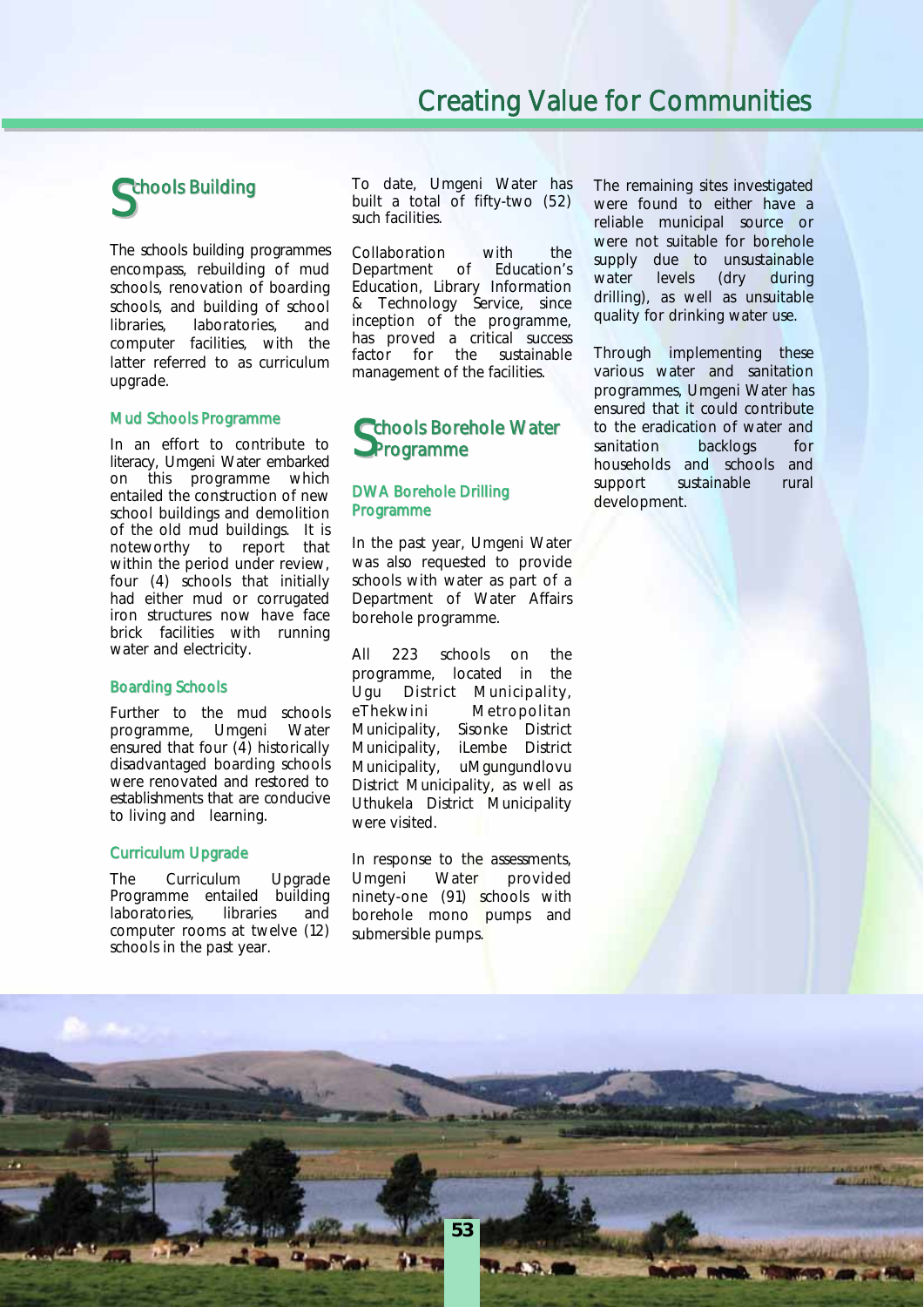# Creating Value for Communities

## Schools Building

The schools building programmes encompass, rebuilding of mud schools, renovation of boarding schools, and building of school libraries, laboratories, and computer facilities, with the latter referred to as curriculum upgrade.

### Mud Schools Programme

In an effort to contribute to literacy, Umgeni Water embarked on this programme which entailed the construction of new school buildings and demolition of the old mud buildings. It is noteworthy to report that within the period under review, four (4) schools that initially had either mud or corrugated iron structures now have face brick facilities with running water and electricity.

### Boarding Schools

Further to the mud schools programme, Umgeni Water ensured that four (4) historically disadvantaged boarding schools were renovated and restored to establishments that are conducive to living and learning.

### Curriculum Upgrade

The Curriculum Upgrade Programme entailed building laboratories, libraries and computer rooms at twelve (12) schools in the past year.

To date, Umgeni Water has built a total of fifty-two (52) such facilities.

Collaboration with the Department of Education's Education, Library Information & Technology Service, since inception of the programme, has proved a critical success factor for the sustainable management of the facilities.

## Schools Borehole Water Programme

### DWA Borehole Drilling Programme

In the past year, Umgeni Water was also requested to provide schools with water as part of a Department of Water Affairs borehole programme.

All 223 schools on the programme, located in the Ugu District Municipality, eThekwini Metropolitan Municipality, Sisonke District Municipality, iLembe District Municipality, uMgungundlovu District Municipality, as well as Uthukela District Municipality were visited.

In response to the assessments, Umgeni Water provided ninety-one (91) schools with borehole mono pumps and submersible pumps.

The remaining sites investigated were found to either have a reliable municipal source or were not suitable for borehole supply due to unsustainable water levels (dry during drilling), as well as unsuitable quality for drinking water use.

Through implementing these various water and sanitation programmes, Umgeni Water has ensured that it could contribute to the eradication of water and sanitation backlogs for households and schools and support sustainable rural development.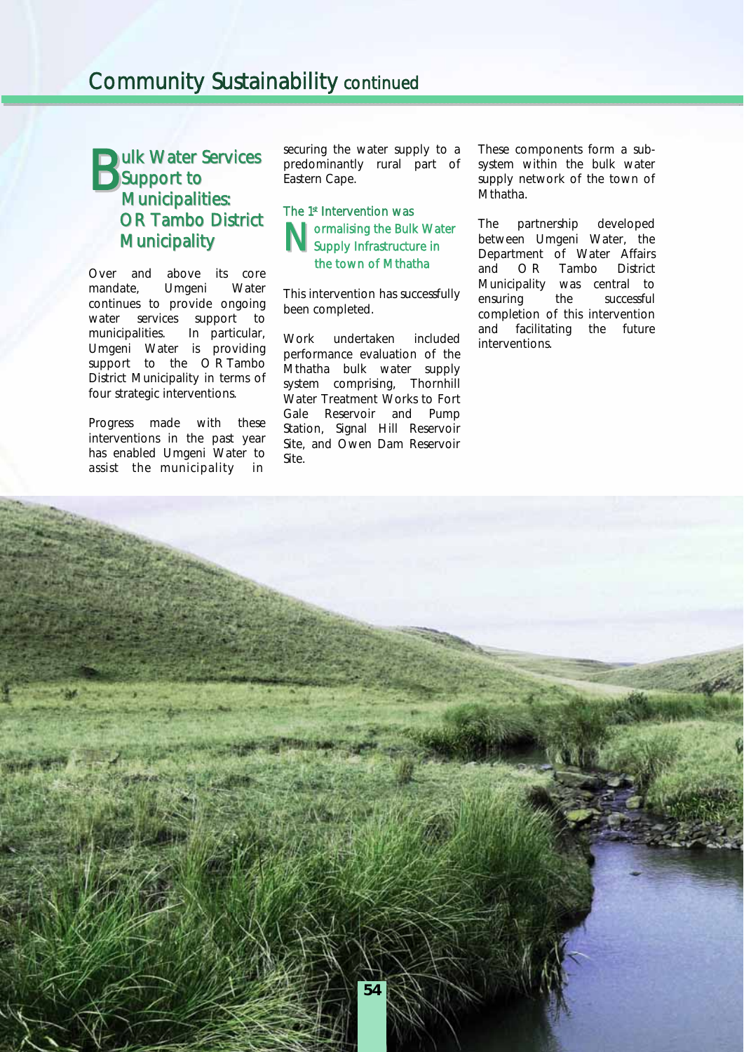## Bulk Water Services Support to Municipalities: OR Tambo District Municipality

Over and above its core mandate, Umgeni Water continues to provide ongoing water services support to municipalities. In particular, Umgeni Water is providing support to the O R Tambo District Municipality in terms of four strategic interventions.

Progress made with these interventions in the past year has enabled Umgeni Water to assist the municipality in securing the water supply to a predominantly rural part of Eastern Cape.

### The 1st Intervention was Normalising the Bulk Water Supply Infrastructure in the town of Mthatha

This intervention has successfully been completed.

Work undertaken included performance evaluation of the Mthatha bulk water supply system comprising, Thornhill Water Treatment Works to Fort Gale Reservoir and Pump Station, Signal Hill Reservoir Site, and Owen Dam Reservoir Site.

These components form a sub-system within the bulk water supply network of the town of Mthatha.

The partnership developed between Umgeni Water, the Department of Water Affairs and O R Tambo District Municipality was central to ensuring the successful completion of this intervention and facilitating the future interventions.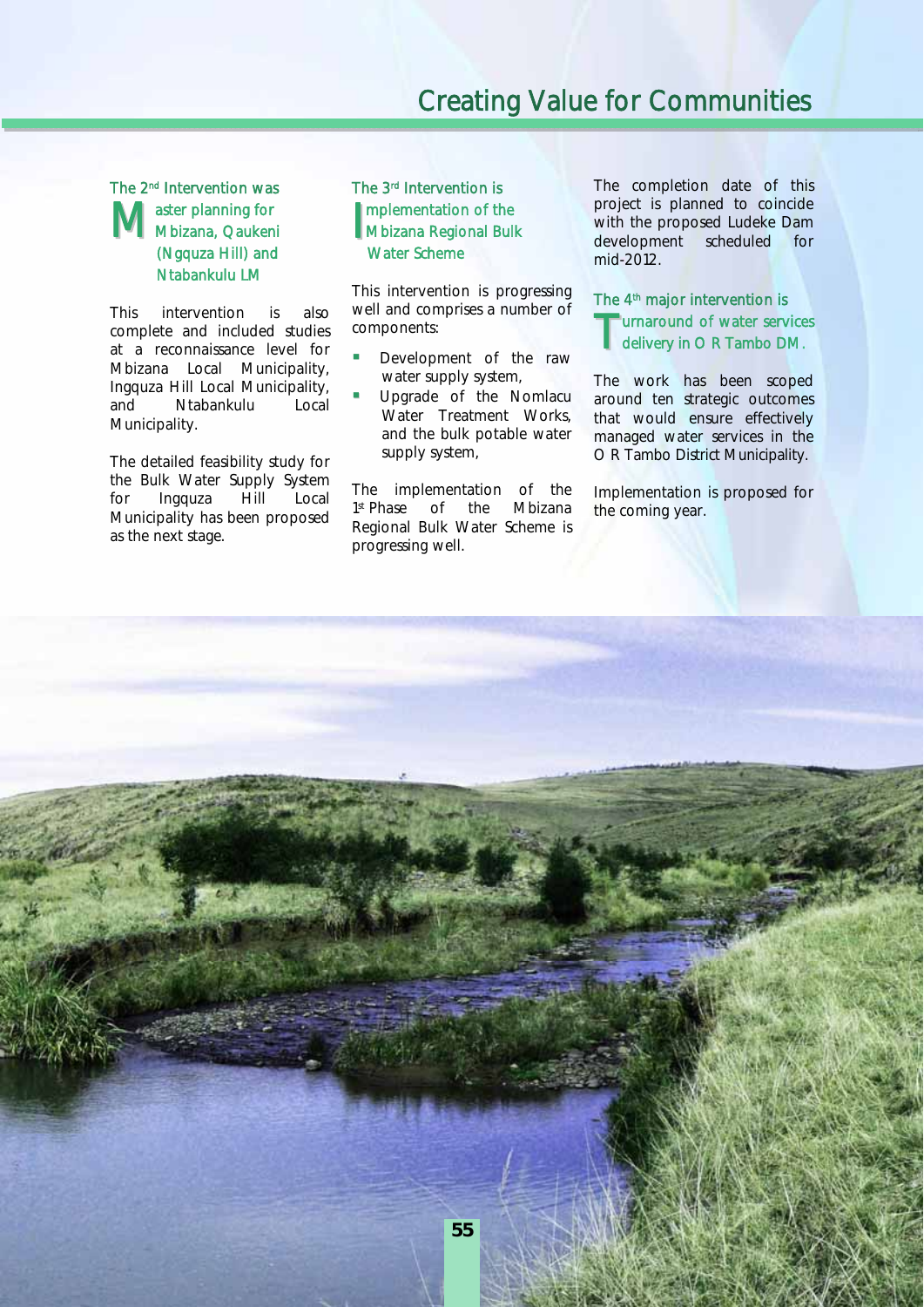## The 2nd Intervention was Master planning for Mbizana, Qaukeni (Ngquza Hill) and Ntabankulu LM

This intervention is also complete and included studies at a reconnaissance level for Mbizana Local Municipality, Ingquza Hill Local Municipality, and Ntabankulu Local Municipality.

The detailed feasibility study for the Bulk Water Supply System for Ingquza Hill Local Municipality has been proposed as the next stage.

## The 3rd Intervention is Implementation of the Mbizana Regional Bulk Water Scheme

This intervention is progressing well and comprises a number of components:

- Development of the raw water supply system,
- Upgrade of the Nomlacu Water Treatment Works, and the bulk potable water supply system,

The implementation of the 1st Phase of the Mbizana Regional Bulk Water Scheme is progressing well.

The completion date of this project is planned to coincide with the proposed Ludeke Dam development scheduled for mid-2012.

## The 4th major intervention is Turnaround of water services delivery in O R Tambo DM.

The work has been scoped around ten strategic outcomes that would ensure effectively managed water services in the O R Tambo District Municipality.

Implementation is proposed for the coming year.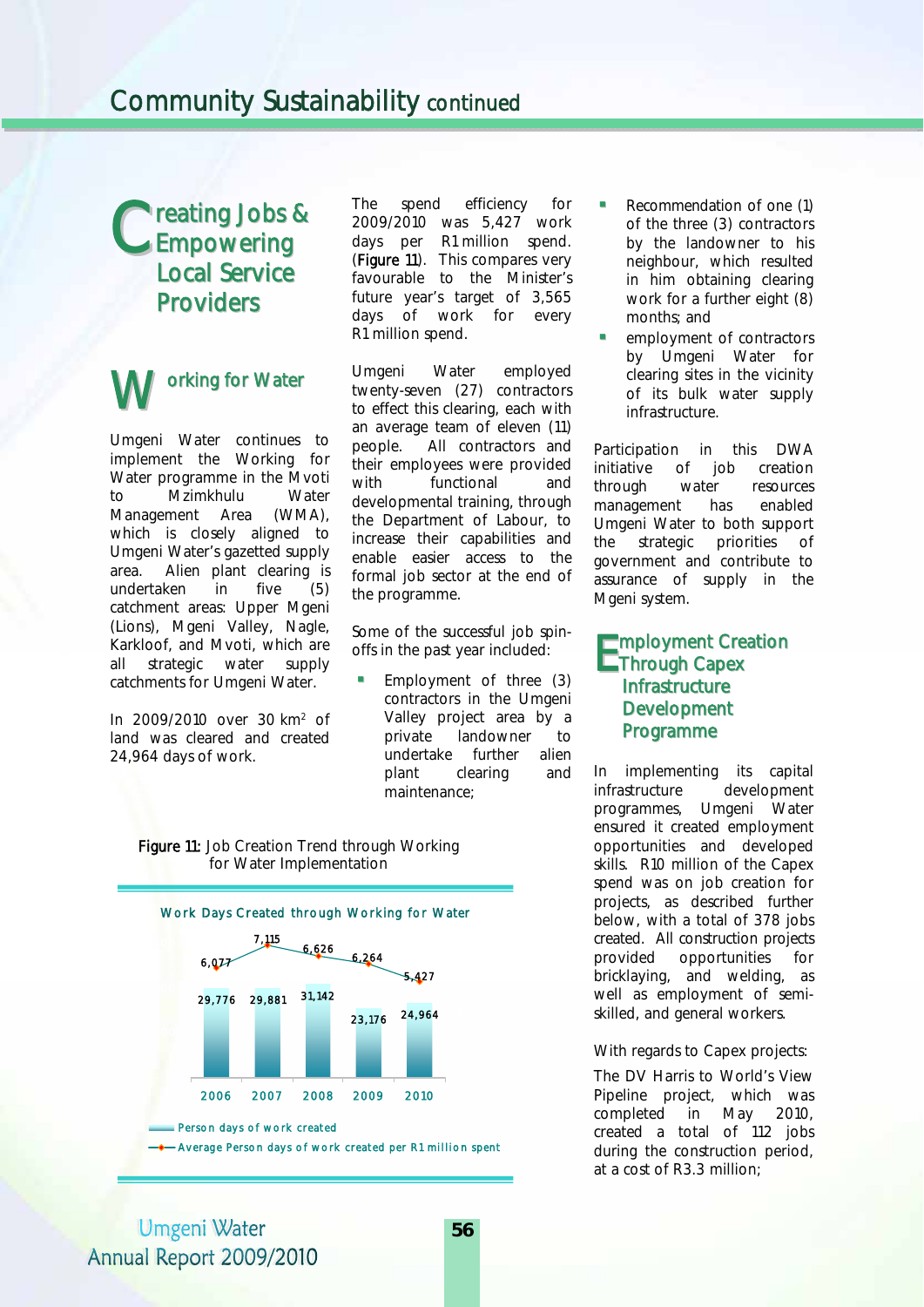# Community Sustainability continued

## Creating Jobs & Empowering Local Service Providers

### Working for Water

Umgeni Water continues to implement the Working for Water programme in the Mvoti to Mzimkhulu Water Management Area (WMA), which is closely aligned to Umgeni Water's gazetted supply area. Alien plant clearing is undertaken in five (5) catchment areas: Upper Mgeni (Lions), Mgeni Valley, Nagle, Karkloof, and Mvoti, which are all strategic water supply catchments for Umgeni Water.

In 2009/2010 over 30 km$^2$ of land was cleared and created 24,964 days of work.

The spend efficiency for 2009/2010 was 5,427 work days per R1 million spend. (**Figure 11**). This compares very favourable to the Minister's future year's target of 3,565 days of work for every R1 million spend.

Umgeni Water employed twenty-seven (27) contractors to effect this clearing, each with an average team of eleven (11) people. All contractors and their employees were provided with functional and developmental training, through the Department of Labour, to increase their capabilities and enable easier access to the formal job sector at the end of the programme.

Some of the successful job spin-offs in the past year included:

- Employment of three (3) contractors in the Umgeni Valley project area by a private landowner to undertake further alien plant clearing and maintenance;
- Recommendation of one (1) of the three (3) contractors by the landowner to his neighbour, which resulted in him obtaining clearing work for a further eight (8) months; and
- employment of contractors by Umgeni Water for clearing sites in the vicinity of its bulk water supply infrastructure.

Participation in this DWA initiative of job creation through water resources management has enabled Umgeni Water to both support the strategic priorities of government and contribute to assurance of supply in the Mgeni system.

**Figure 11:** Job Creation Trend through Working for Water Implementation

Work Days Created through Working for Water

| Year | Person days of work created | Average Person days of work created per R1 million spent |
|---|---|---|
| 2006 | 29,776 | 6,077 |
| 2007 | 29,881 | 7,115 |
| 2008 | 31,142 | 6,626 |
| 2009 | 23,176 | 6,264 |
| 2010 | 24,964 | 5,427 |

## Employment Creation Through Capex Infrastructure Development Programme

In implementing its capital infrastructure development programmes, Umgeni Water ensured it created employment opportunities and developed skills. R10 million of the Capex spend was on job creation for projects, as described further below, with a total of 378 jobs created. All construction projects provided opportunities for bricklaying, and welding, as well as employment of semi-skilled, and general workers.

With regards to Capex projects:

The DV Harris to World's View Pipeline project, which was completed in May 2010, created a total of 112 jobs during the construction period, at a cost of R3.3 million;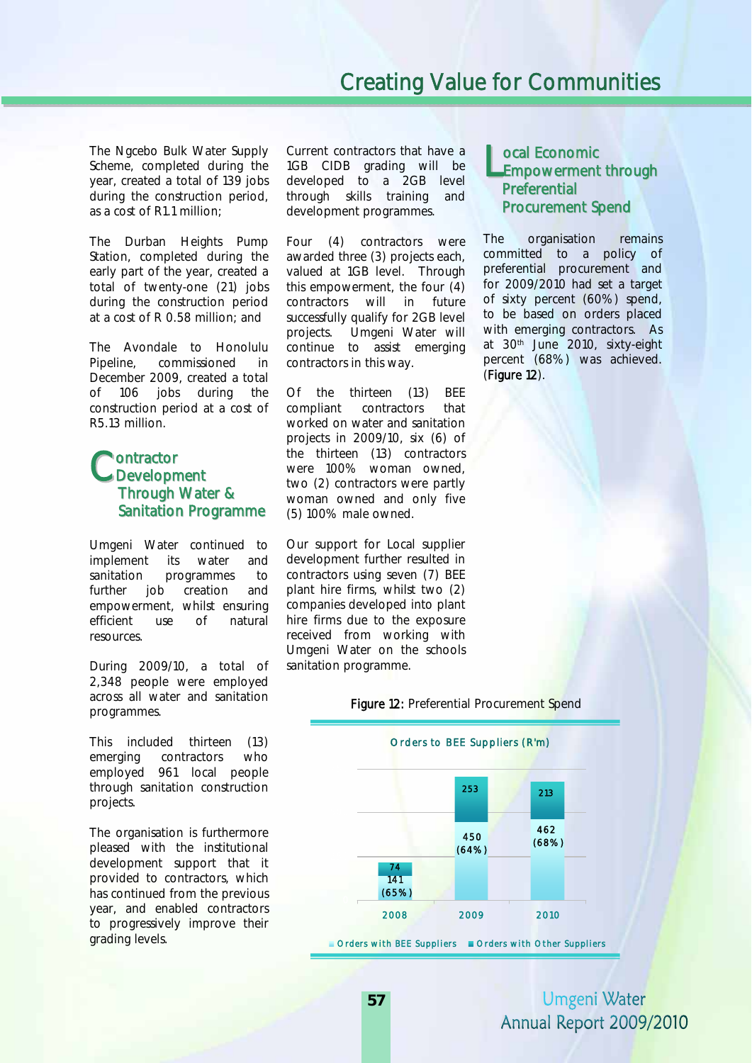# Creating Value for Communities

The Ngcebo Bulk Water Supply Scheme, completed during the year, created a total of 139 jobs during the construction period, as a cost of R1.1 million;

The Durban Heights Pump Station, completed during the early part of the year, created a total of twenty-one (21) jobs during the construction period at a cost of R 0.58 million; and

The Avondale to Honolulu Pipeline, commissioned in December 2009, created a total of 106 jobs during the construction period at a cost of R5.13 million.

## Contractor Development Through Water & Sanitation Programme

Umgeni Water continued to implement its water and sanitation programmes to further job creation and empowerment, whilst ensuring efficient use of natural resources.

During 2009/10, a total of 2,348 people were employed across all water and sanitation programmes.

This included thirteen (13) emerging contractors who employed 961 local people through sanitation construction projects.

The organisation is furthermore pleased with the institutional development support that it provided to contractors, which has continued from the previous year, and enabled contractors to progressively improve their grading levels.

Current contractors that have a 1GB CIDB grading will be developed to a 2GB level through skills training and development programmes.

Four (4) contractors were awarded three (3) projects each, valued at 1GB level. Through this empowerment, the four (4) contractors will in future successfully qualify for 2GB level projects. Umgeni Water will continue to assist emerging contractors in this way.

Of the thirteen (13) BEE compliant contractors that worked on water and sanitation projects in 2009/10, six (6) of the thirteen (13) contractors were 100% woman owned, two (2) contractors were partly woman owned and only five (5) 100% male owned.

Our support for Local supplier development further resulted in contractors using seven (7) BEE plant hire firms, whilst two (2) companies developed into plant hire firms due to the exposure received from working with Umgeni Water on the schools sanitation programme.

## Local Economic Empowerment through Preferential Procurement Spend

The organisation remains committed to a policy of preferential procurement and for 2009/2010 had set a target of sixty percent (60%) spend, to be based on orders placed with emerging contractors. As at 30th June 2010, sixty-eight percent (68%) was achieved. (**Figure 12**).

**Figure 12:** Preferential Procurement Spend

Orders to BEE Suppliers (R'm)

| Year | Orders with BEE Suppliers | Orders with Other Suppliers |
|---|---|---|
| 2008 | 141 (65%) | 74 |
| 2009 | 450 (64%) | 253 |
| 2010 | 462 (68%) | 213 |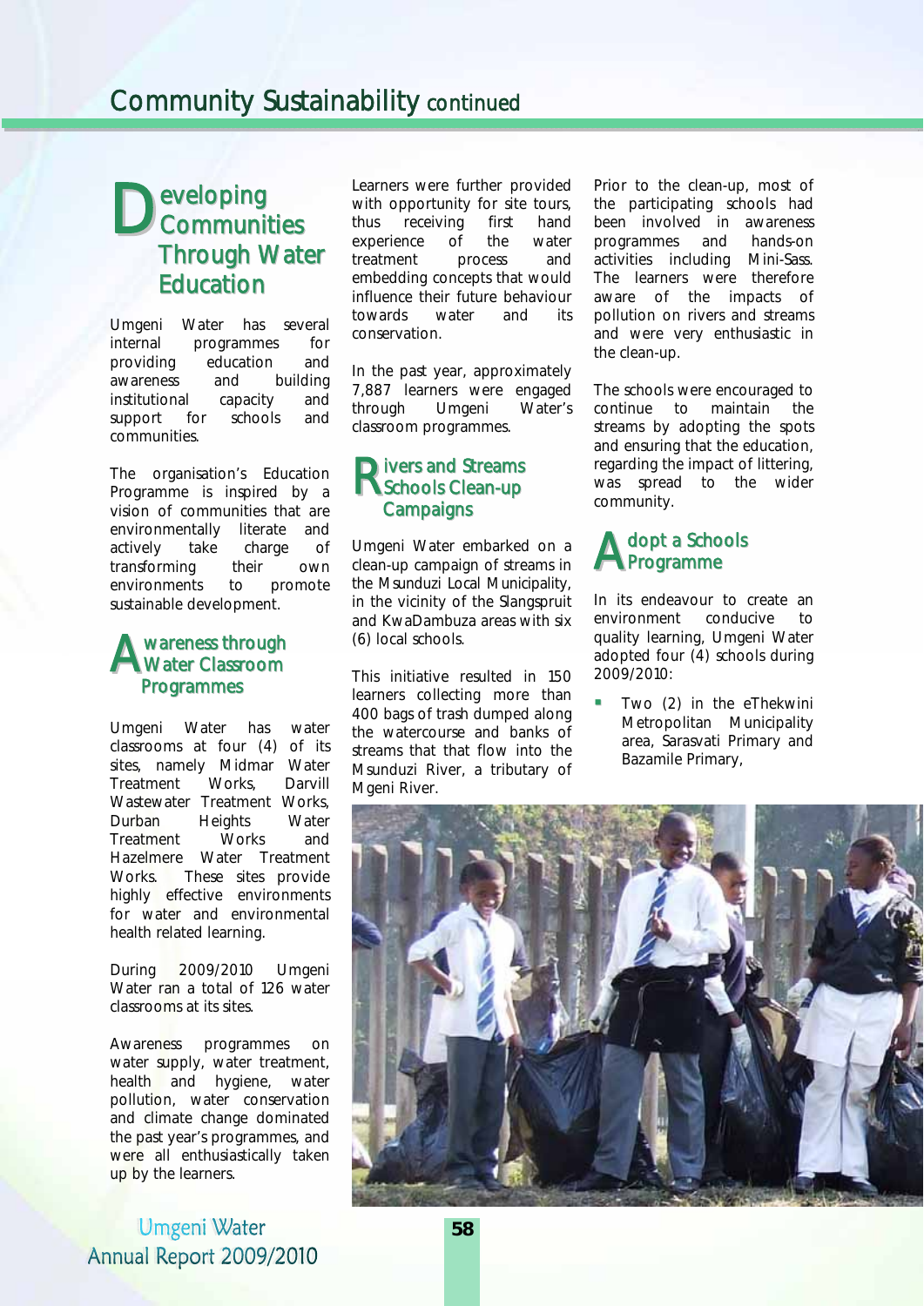# Community Sustainability continued

## Developing Communities Through Water Education

Umgeni Water has several internal programmes for providing education and awareness and building institutional capacity and support for schools and communities.

The organisation's Education Programme is inspired by a vision of communities that are environmentally literate and actively take charge of transforming their own environments to promote sustainable development.

### Awareness through Water Classroom Programmes

Umgeni Water has water classrooms at four (4) of its sites, namely Midmar Water Treatment Works, Darvill Wastewater Treatment Works, Durban Heights Water Treatment Works and Hazelmere Water Treatment Works. These sites provide highly effective environments for water and environmental health related learning.

During 2009/2010 Umgeni Water ran a total of 126 water classrooms at its sites.

Awareness programmes on water supply, water treatment, health and hygiene, water pollution, water conservation and climate change dominated the past year's programmes, and were all enthusiastically taken up by the learners.

Learners were further provided with opportunity for site tours, thus receiving first hand experience of the water treatment process and embedding concepts that would influence their future behaviour towards water and its conservation.

In the past year, approximately 7,887 learners were engaged through Umgeni Water's classroom programmes.

### Rivers and Streams Schools Clean-up Campaigns

Umgeni Water embarked on a clean-up campaign of streams in the Msunduzi Local Municipality, in the vicinity of the Slangspruit and KwaDambuza areas with six (6) local schools.

This initiative resulted in 150 learners collecting more than 400 bags of trash dumped along the watercourse and banks of streams that that flow into the Msunduzi River, a tributary of Mgeni River.

Prior to the clean-up, most of the participating schools had been involved in awareness programmes and hands-on activities including Mini-Sass. The learners were therefore aware of the impacts of pollution on rivers and streams and were very enthusiastic in the clean-up.

The schools were encouraged to continue to maintain the streams by adopting the spots and ensuring that the education, regarding the impact of littering, was spread to the wider community.

### Adopt a Schools Programme

In its endeavour to create an environment conducive to quality learning, Umgeni Water adopted four (4) schools during 2009/2010:

- Two (2) in the eThekwini Metropolitan Municipality area, Sarasvati Primary and Bazamile Primary,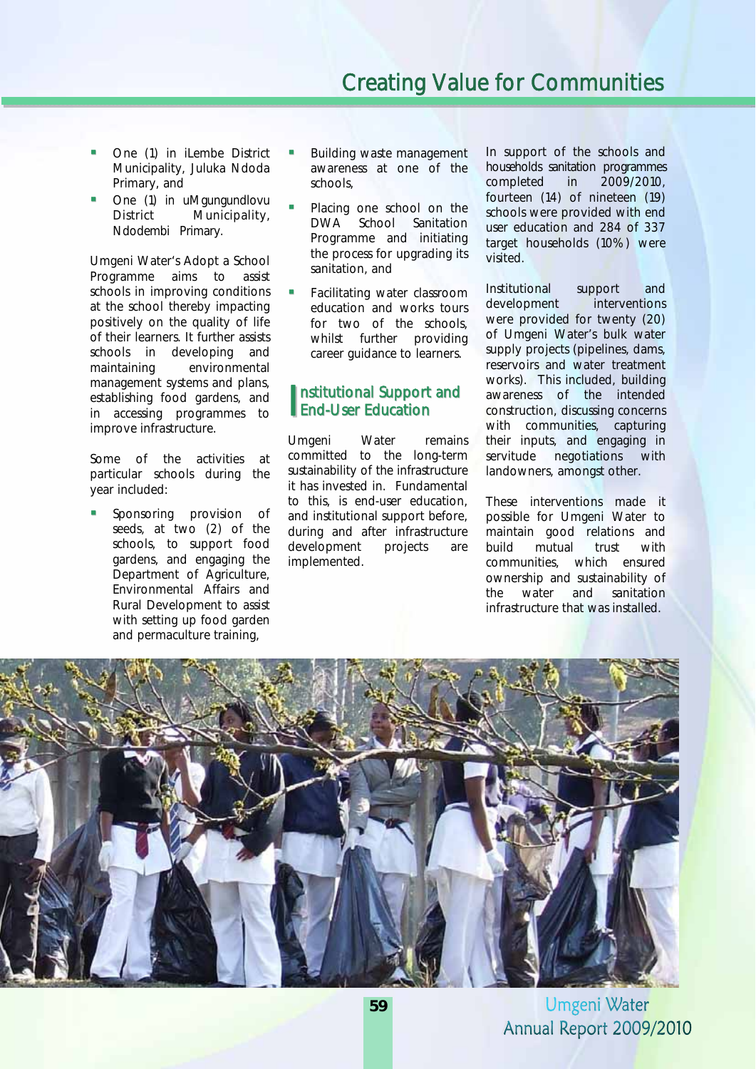- One (1) in iLembe District Municipality, Juluka Ndoda Primary, and
- One (1) in uMgungundlovu District Municipality, Ndodembi Primary.

Umgeni Water's Adopt a School Programme aims to assist schools in improving conditions at the school thereby impacting positively on the quality of life of their learners. It further assists schools in developing and maintaining environmental management systems and plans, establishing food gardens, and in accessing programmes to improve infrastructure.

Some of the activities at particular schools during the year included:

- Sponsoring provision of seeds, at two (2) of the schools, to support food gardens, and engaging the Department of Agriculture, Environmental Affairs and Rural Development to assist with setting up food garden and permaculture training,
- Building waste management awareness at one of the schools,
- Placing one school on the DWA School Sanitation Programme and initiating the process for upgrading its sanitation, and
- Facilitating water classroom education and works tours for two of the schools, whilst further providing career guidance to learners.

## Institutional Support and End-User Education

Umgeni Water remains committed to the long-term sustainability of the infrastructure it has invested in. Fundamental to this, is end-user education, and institutional support before, during and after infrastructure development projects are implemented.

In support of the schools and households sanitation programmes completed in 2009/2010, fourteen (14) of nineteen (19) schools were provided with end user education and 284 of 337 target households (10%) were visited.

Institutional support and development interventions were provided for twenty (20) of Umgeni Water's bulk water supply projects (pipelines, dams, reservoirs and water treatment works). This included, building awareness of the intended construction, discussing concerns with communities, capturing their inputs, and engaging in servitude negotiations with landowners, amongst other.

These interventions made it possible for Umgeni Water to maintain good relations and build mutual trust with communities, which ensured ownership and sustainability of the water and sanitation infrastructure that was installed.